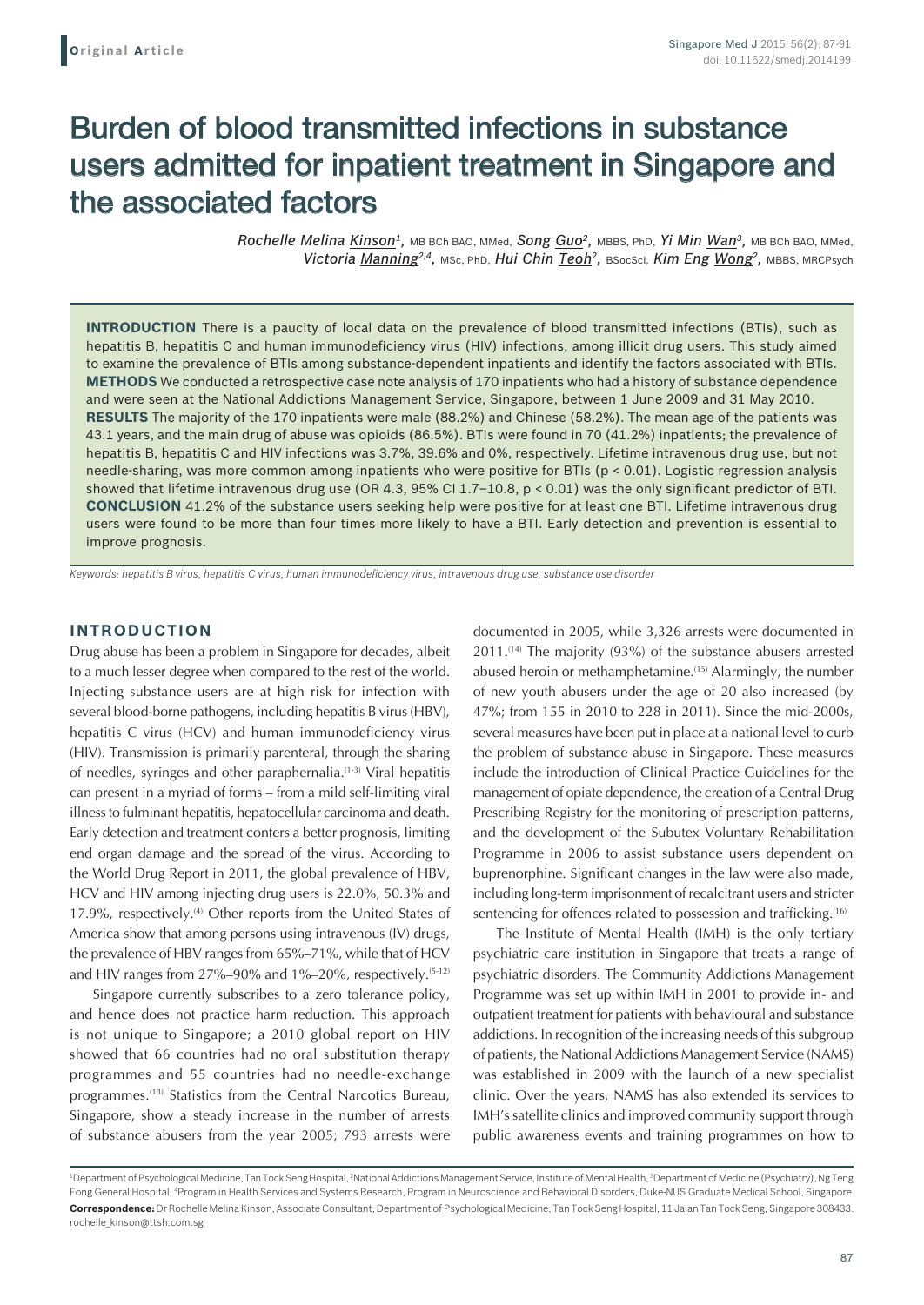Original Article

# Burden of blood transmitted infections in substance users admitted for inpatient treatment in Singapore and the associated factors

*Rochelle Melina Kinson*[1], MB BCh BAO, MMed, *Song Guo*[2], MBBS, PhD, *Yi Min Wan*[3], MB BCh BAO, MMed, *Victoria Manning*[2,4], MSc, PhD, *Hui Chin Teoh*[2], BSocSci, *Kim Eng Wong*[2], MBBS, MRCPsych

**INTRODUCTION** There is a paucity of local data on the prevalence of blood transmitted infections (BTIs), such as hepatitis B, hepatitis C and human immunodeficiency virus (HIV) infections, among illicit drug users. This study aimed to examine the prevalence of BTIs among substance-dependent inpatients and identify the factors associated with BTIs.
**METHODS** We conducted a retrospective case note analysis of 170 inpatients who had a history of substance dependence and were seen at the National Addictions Management Service, Singapore, between 1 June 2009 and 31 May 2010.
**RESULTS** The majority of the 170 inpatients were male (88.2%) and Chinese (58.2%). The mean age of the patients was 43.1 years, and the main drug of abuse was opioids (86.5%). BTIs were found in 70 (41.2%) inpatients; the prevalence of hepatitis B, hepatitis C and HIV infections was 3.7%, 39.6% and 0%, respectively. Lifetime intravenous drug use, but not needle-sharing, was more common among inpatients who were positive for BTIs ($p < 0.01$). Logistic regression analysis showed that lifetime intravenous drug use (OR 4.3, 95% CI 1.7–10.8, $p < 0.01$) was the only significant predictor of BTI.
**CONCLUSION** 41.2% of the substance users seeking help were positive for at least one BTI. Lifetime intravenous drug users were found to be more than four times more likely to have a BTI. Early detection and prevention is essential to improve prognosis.

*Keywords: hepatitis B virus, hepatitis C virus, human immunodeficiency virus, intravenous drug use, substance use disorder*

## INTRODUCTION

Drug abuse has been a problem in Singapore for decades, albeit to a much lesser degree when compared to the rest of the world. Injecting substance users are at high risk for infection with several blood-borne pathogens, including hepatitis B virus (HBV), hepatitis C virus (HCV) and human immunodeficiency virus (HIV). Transmission is primarily parenteral, through the sharing of needles, syringes and other paraphernalia.[1-3] Viral hepatitis can present in a myriad of forms – from a mild self-limiting viral illness to fulminant hepatitis, hepatocellular carcinoma and death. Early detection and treatment confers a better prognosis, limiting end organ damage and the spread of the virus. According to the World Drug Report in 2011, the global prevalence of HBV, HCV and HIV among injecting drug users is 22.0%, 50.3% and 17.9%, respectively.[4] Other reports from the United States of America show that among persons using intravenous (IV) drugs, the prevalence of HBV ranges from 65%–71%, while that of HCV and HIV ranges from 27%–90% and 1%–20%, respectively.[5-12]

Singapore currently subscribes to a zero tolerance policy, and hence does not practice harm reduction. This approach is not unique to Singapore; a 2010 global report on HIV showed that 66 countries had no oral substitution therapy programmes and 55 countries had no needle-exchange programmes.[13] Statistics from the Central Narcotics Bureau, Singapore, show a steady increase in the number of arrests of substance abusers from the year 2005; 793 arrests were documented in 2005, while 3,326 arrests were documented in 2011.[14] The majority (93%) of the substance abusers arrested abused heroin or methamphetamine.[15] Alarmingly, the number of new youth abusers under the age of 20 also increased (by 47%; from 155 in 2010 to 228 in 2011). Since the mid-2000s, several measures have been put in place at a national level to curb the problem of substance abuse in Singapore. These measures include the introduction of Clinical Practice Guidelines for the management of opiate dependence, the creation of a Central Drug Prescribing Registry for the monitoring of prescription patterns, and the development of the Subutex Voluntary Rehabilitation Programme in 2006 to assist substance users dependent on buprenorphine. Significant changes in the law were also made, including long-term imprisonment of recalcitrant users and stricter sentencing for offences related to possession and trafficking.[16]

The Institute of Mental Health (IMH) is the only tertiary psychiatric care institution in Singapore that treats a range of psychiatric disorders. The Community Addictions Management Programme was set up within IMH in 2001 to provide in- and outpatient treatment for patients with behavioural and substance addictions. In recognition of the increasing needs of this subgroup of patients, the National Addictions Management Service (NAMS) was established in 2009 with the launch of a new specialist clinic. Over the years, NAMS has also extended its services to IMH's satellite clinics and improved community support through public awareness events and training programmes on how to

[1]Department of Psychological Medicine, Tan Tock Seng Hospital, [2]National Addictions Management Service, Institute of Mental Health, [3]Department of Medicine (Psychiatry), Ng Teng Fong General Hospital, [4]Program in Health Services and Systems Research, Program in Neuroscience and Behavioral Disorders, Duke-NUS Graduate Medical School, Singapore

**Correspondence:** Dr Rochelle Melina Kinson, Associate Consultant, Department of Psychological Medicine, Tan Tock Seng Hospital, 11 Jalan Tan Tock Seng, Singapore 308433. rochelle_kinson@ttsh.com.sg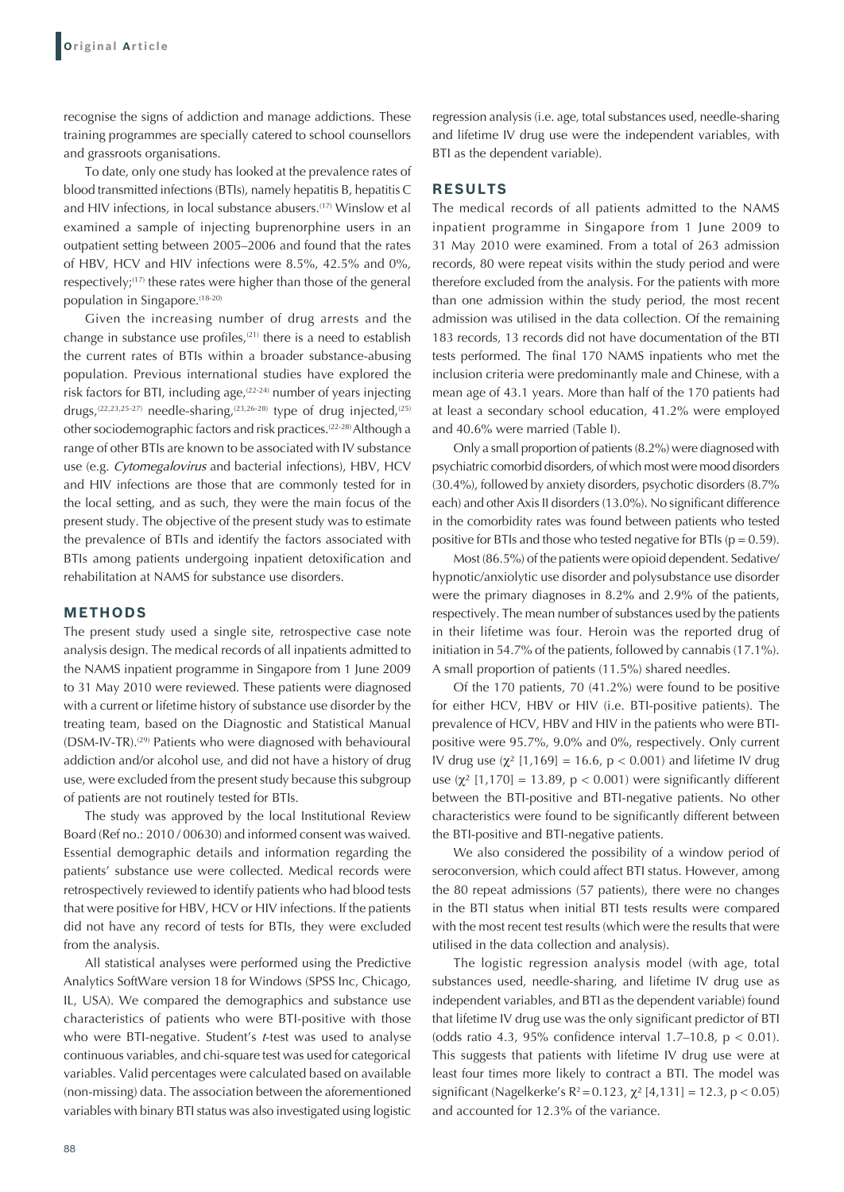recognise the signs of addiction and manage addictions. These training programmes are specially catered to school counsellors and grassroots organisations.

To date, only one study has looked at the prevalence rates of blood transmitted infections (BTIs), namely hepatitis B, hepatitis C and HIV infections, in local substance abusers.[17] Winslow et al examined a sample of injecting buprenorphine users in an outpatient setting between 2005–2006 and found that the rates of HBV, HCV and HIV infections were 8.5%, 42.5% and 0%, respectively;[17] these rates were higher than those of the general population in Singapore.[18-20]

Given the increasing number of drug arrests and the change in substance use profiles,[21] there is a need to establish the current rates of BTIs within a broader substance-abusing population. Previous international studies have explored the risk factors for BTI, including age,[22-24] number of years injecting drugs,[22,23,25-27] needle-sharing,[23,26-28] type of drug injected,[25] other sociodemographic factors and risk practices.[22-28] Although a range of other BTIs are known to be associated with IV substance use (e.g. *Cytomegalovirus* and bacterial infections), HBV, HCV and HIV infections are those that are commonly tested for in the local setting, and as such, they were the main focus of the present study. The objective of the present study was to estimate the prevalence of BTIs and identify the factors associated with BTIs among patients undergoing inpatient detoxification and rehabilitation at NAMS for substance use disorders.

## METHODS

The present study used a single site, retrospective case note analysis design. The medical records of all inpatients admitted to the NAMS inpatient programme in Singapore from 1 June 2009 to 31 May 2010 were reviewed. These patients were diagnosed with a current or lifetime history of substance use disorder by the treating team, based on the Diagnostic and Statistical Manual (DSM-IV-TR).[29] Patients who were diagnosed with behavioural addiction and/or alcohol use, and did not have a history of drug use, were excluded from the present study because this subgroup of patients are not routinely tested for BTIs.

The study was approved by the local Institutional Review Board (Ref no.: 2010 / 00630) and informed consent was waived. Essential demographic details and information regarding the patients' substance use were collected. Medical records were retrospectively reviewed to identify patients who had blood tests that were positive for HBV, HCV or HIV infections. If the patients did not have any record of tests for BTIs, they were excluded from the analysis.

All statistical analyses were performed using the Predictive Analytics SoftWare version 18 for Windows (SPSS Inc, Chicago, IL, USA). We compared the demographics and substance use characteristics of patients who were BTI-positive with those who were BTI-negative. Student's *t*-test was used to analyse continuous variables, and chi-square test was used for categorical variables. Valid percentages were calculated based on available (non-missing) data. The association between the aforementioned variables with binary BTI status was also investigated using logistic regression analysis (i.e. age, total substances used, needle-sharing and lifetime IV drug use were the independent variables, with BTI as the dependent variable).

## RESULTS

The medical records of all patients admitted to the NAMS inpatient programme in Singapore from 1 June 2009 to 31 May 2010 were examined. From a total of 263 admission records, 80 were repeat visits within the study period and were therefore excluded from the analysis. For the patients with more than one admission within the study period, the most recent admission was utilised in the data collection. Of the remaining 183 records, 13 records did not have documentation of the BTI tests performed. The final 170 NAMS inpatients who met the inclusion criteria were predominantly male and Chinese, with a mean age of 43.1 years. More than half of the 170 patients had at least a secondary school education, 41.2% were employed and 40.6% were married (Table I).

Only a small proportion of patients (8.2%) were diagnosed with psychiatric comorbid disorders, of which most were mood disorders (30.4%), followed by anxiety disorders, psychotic disorders (8.7% each) and other Axis II disorders (13.0%). No significant difference in the comorbidity rates was found between patients who tested positive for BTIs and those who tested negative for BTIs ($p = 0.59$).

Most (86.5%) of the patients were opioid dependent. Sedative/hypnotic/anxiolytic use disorder and polysubstance use disorder were the primary diagnoses in 8.2% and 2.9% of the patients, respectively. The mean number of substances used by the patients in their lifetime was four. Heroin was the reported drug of initiation in 54.7% of the patients, followed by cannabis (17.1%). A small proportion of patients (11.5%) shared needles.

Of the 170 patients, 70 (41.2%) were found to be positive for either HCV, HBV or HIV (i.e. BTI-positive patients). The prevalence of HCV, HBV and HIV in the patients who were BTI-positive were 95.7%, 9.0% and 0%, respectively. Only current IV drug use ($\chi^2$ [1,169] = 16.6, $p < 0.001$) and lifetime IV drug use ($\chi^2$ [1,170] = 13.89, $p < 0.001$) were significantly different between the BTI-positive and BTI-negative patients. No other characteristics were found to be significantly different between the BTI-positive and BTI-negative patients.

We also considered the possibility of a window period of seroconversion, which could affect BTI status. However, among the 80 repeat admissions (57 patients), there were no changes in the BTI status when initial BTI tests results were compared with the most recent test results (which were the results that were utilised in the data collection and analysis).

The logistic regression analysis model (with age, total substances used, needle-sharing, and lifetime IV drug use as independent variables, and BTI as the dependent variable) found that lifetime IV drug use was the only significant predictor of BTI (odds ratio 4.3, 95% confidence interval 1.7–10.8, $p < 0.01$). This suggests that patients with lifetime IV drug use were at least four times more likely to contract a BTI. The model was significant (Nagelkerke's $R^2 = 0.123$, $\chi^2$ [4,131] = 12.3, $p < 0.05$) and accounted for 12.3% of the variance.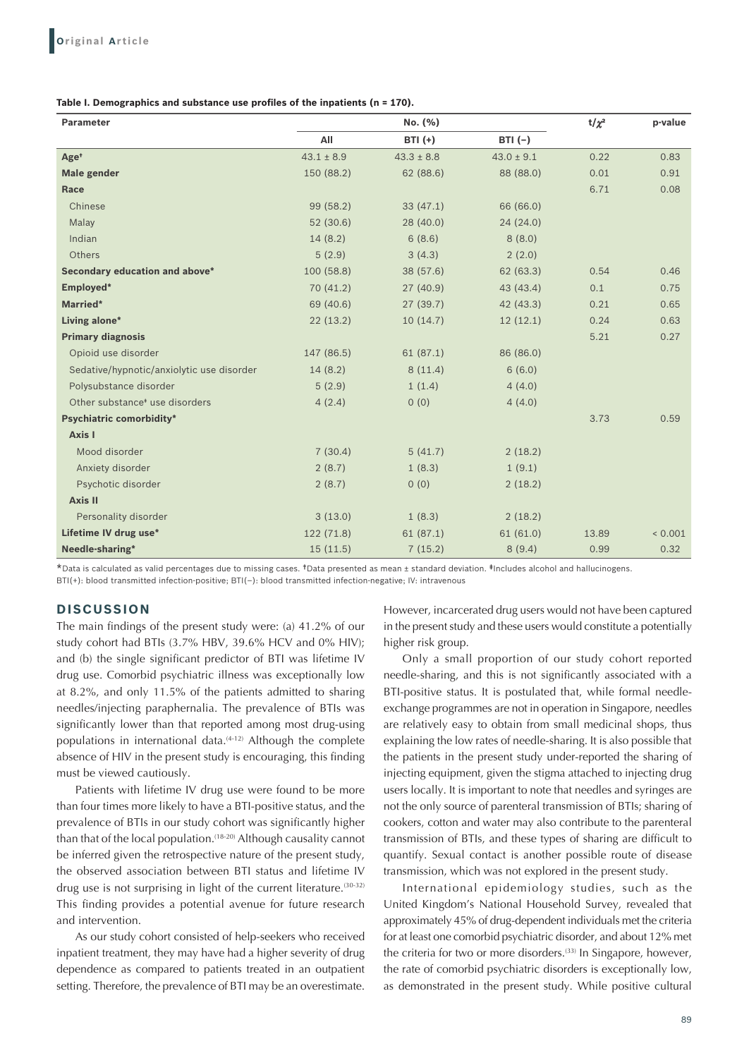**Table I. Demographics and substance use profiles of the inpatients (n = 170).**

| Parameter | No. (%) | | | $t/\chi^2$ | p-value |
|---|---|---|---|---|---|
| | All | BTI (+) | BTI (−) | | |
| **Age**[†] | 43.1 ± 8.9 | 43.3 ± 8.8 | 43.0 ± 9.1 | 0.22 | 0.83 |
| **Male gender** | 150 (88.2) | 62 (88.6) | 88 (88.0) | 0.01 | 0.91 |
| **Race** | | | | 6.71 | 0.08 |
| Chinese | 99 (58.2) | 33 (47.1) | 66 (66.0) | | |
| Malay | 52 (30.6) | 28 (40.0) | 24 (24.0) | | |
| Indian | 14 (8.2) | 6 (8.6) | 8 (8.0) | | |
| Others | 5 (2.9) | 3 (4.3) | 2 (2.0) | | |
| **Secondary education and above*** | 100 (58.8) | 38 (57.6) | 62 (63.3) | 0.54 | 0.46 |
| **Employed*** | 70 (41.2) | 27 (40.9) | 43 (43.4) | 0.1 | 0.75 |
| **Married*** | 69 (40.6) | 27 (39.7) | 42 (43.3) | 0.21 | 0.65 |
| **Living alone*** | 22 (13.2) | 10 (14.7) | 12 (12.1) | 0.24 | 0.63 |
| **Primary diagnosis** | | | | 5.21 | 0.27 |
| Opioid use disorder | 147 (86.5) | 61 (87.1) | 86 (86.0) | | |
| Sedative/hypnotic/anxiolytic use disorder | 14 (8.2) | 8 (11.4) | 6 (6.0) | | |
| Polysubstance disorder | 5 (2.9) | 1 (1.4) | 4 (4.0) | | |
| Other substance[‡] use disorders | 4 (2.4) | 0 (0) | 4 (4.0) | | |
| **Psychiatric comorbidity*** | | | | 3.73 | 0.59 |
| **Axis I** | | | | | |
| Mood disorder | 7 (30.4) | 5 (41.7) | 2 (18.2) | | |
| Anxiety disorder | 2 (8.7) | 1 (8.3) | 1 (9.1) | | |
| Psychotic disorder | 2 (8.7) | 0 (0) | 2 (18.2) | | |
| **Axis II** | | | | | |
| Personality disorder | 3 (13.0) | 1 (8.3) | 2 (18.2) | | |
| **Lifetime IV drug use*** | 122 (71.8) | 61 (87.1) | 61 (61.0) | 13.89 | < 0.001 |
| **Needle-sharing*** | 15 (11.5) | 7 (15.2) | 8 (9.4) | 0.99 | 0.32 |

*Data is calculated as valid percentages due to missing cases. †Data presented as mean ± standard deviation. ‡Includes alcohol and hallucinogens.
BTI(+): blood transmitted infection-positive; BTI(−): blood transmitted infection-negative; IV: intravenous

## DISCUSSION

The main findings of the present study were: (a) 41.2% of our study cohort had BTIs (3.7% HBV, 39.6% HCV and 0% HIV); and (b) the single significant predictor of BTI was lifetime IV drug use. Comorbid psychiatric illness was exceptionally low at 8.2%, and only 11.5% of the patients admitted to sharing needles/injecting paraphernalia. The prevalence of BTIs was significantly lower than that reported among most drug-using populations in international data.[4-12] Although the complete absence of HIV in the present study is encouraging, this finding must be viewed cautiously.

Patients with lifetime IV drug use were found to be more than four times more likely to have a BTI-positive status, and the prevalence of BTIs in our study cohort was significantly higher than that of the local population.[18-20] Although causality cannot be inferred given the retrospective nature of the present study, the observed association between BTI status and lifetime IV drug use is not surprising in light of the current literature.[30-32] This finding provides a potential avenue for future research and intervention.

As our study cohort consisted of help-seekers who received inpatient treatment, they may have had a higher severity of drug dependence as compared to patients treated in an outpatient setting. Therefore, the prevalence of BTI may be an overestimate. However, incarcerated drug users would not have been captured in the present study and these users would constitute a potentially higher risk group.

Only a small proportion of our study cohort reported needle-sharing, and this is not significantly associated with a BTI-positive status. It is postulated that, while formal needle-exchange programmes are not in operation in Singapore, needles are relatively easy to obtain from small medicinal shops, thus explaining the low rates of needle-sharing. It is also possible that the patients in the present study under-reported the sharing of injecting equipment, given the stigma attached to injecting drug users locally. It is important to note that needles and syringes are not the only source of parenteral transmission of BTIs; sharing of cookers, cotton and water may also contribute to the parenteral transmission of BTIs, and these types of sharing are difficult to quantify. Sexual contact is another possible route of disease transmission, which was not explored in the present study.

International epidemiology studies, such as the United Kingdom's National Household Survey, revealed that approximately 45% of drug-dependent individuals met the criteria for at least one comorbid psychiatric disorder, and about 12% met the criteria for two or more disorders.[33] In Singapore, however, the rate of comorbid psychiatric disorders is exceptionally low, as demonstrated in the present study. While positive cultural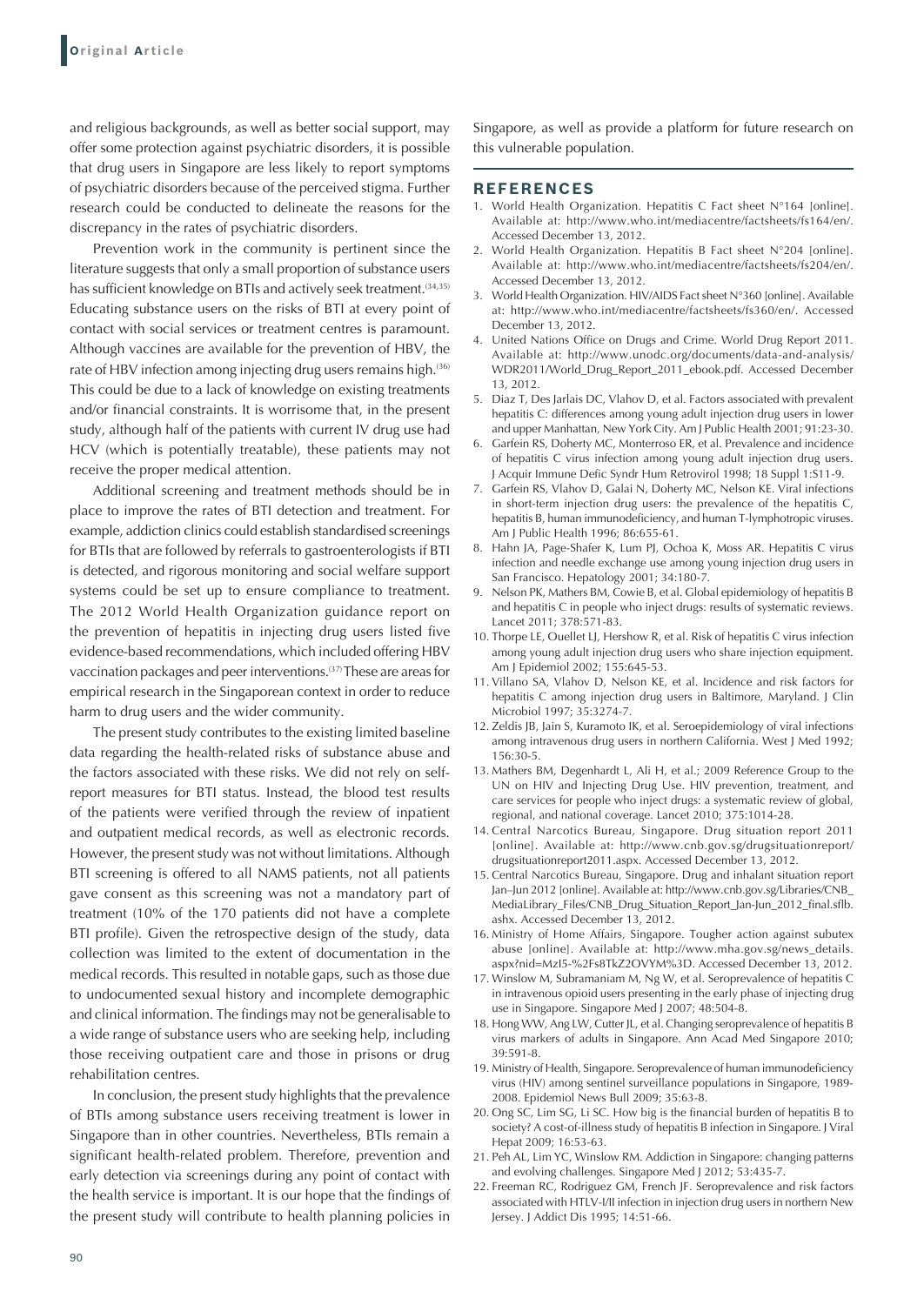and religious backgrounds, as well as better social support, may offer some protection against psychiatric disorders, it is possible that drug users in Singapore are less likely to report symptoms of psychiatric disorders because of the perceived stigma. Further research could be conducted to delineate the reasons for the discrepancy in the rates of psychiatric disorders.

Prevention work in the community is pertinent since the literature suggests that only a small proportion of substance users has sufficient knowledge on BTIs and actively seek treatment.[34,35] Educating substance users on the risks of BTI at every point of contact with social services or treatment centres is paramount. Although vaccines are available for the prevention of HBV, the rate of HBV infection among injecting drug users remains high.[36] This could be due to a lack of knowledge on existing treatments and/or financial constraints. It is worrisome that, in the present study, although half of the patients with current IV drug use had HCV (which is potentially treatable), these patients may not receive the proper medical attention.

Additional screening and treatment methods should be in place to improve the rates of BTI detection and treatment. For example, addiction clinics could establish standardised screenings for BTIs that are followed by referrals to gastroenterologists if BTI is detected, and rigorous monitoring and social welfare support systems could be set up to ensure compliance to treatment. The 2012 World Health Organization guidance report on the prevention of hepatitis in injecting drug users listed five evidence-based recommendations, which included offering HBV vaccination packages and peer interventions.[37] These are areas for empirical research in the Singaporean context in order to reduce harm to drug users and the wider community.

The present study contributes to the existing limited baseline data regarding the health-related risks of substance abuse and the factors associated with these risks. We did not rely on self-report measures for BTI status. Instead, the blood test results of the patients were verified through the review of inpatient and outpatient medical records, as well as electronic records. However, the present study was not without limitations. Although BTI screening is offered to all NAMS patients, not all patients gave consent as this screening was not a mandatory part of treatment (10% of the 170 patients did not have a complete BTI profile). Given the retrospective design of the study, data collection was limited to the extent of documentation in the medical records. This resulted in notable gaps, such as those due to undocumented sexual history and incomplete demographic and clinical information. The findings may not be generalisable to a wide range of substance users who are seeking help, including those receiving outpatient care and those in prisons or drug rehabilitation centres.

In conclusion, the present study highlights that the prevalence of BTIs among substance users receiving treatment is lower in Singapore than in other countries. Nevertheless, BTIs remain a significant health-related problem. Therefore, prevention and early detection via screenings during any point of contact with the health service is important. It is our hope that the findings of the present study will contribute to health planning policies in Singapore, as well as provide a platform for future research on this vulnerable population.

## REFERENCES

1. World Health Organization. Hepatitis C Fact sheet N°164 [online]. Available at: http://www.who.int/mediacentre/factsheets/fs164/en/. Accessed December 13, 2012.
2. World Health Organization. Hepatitis B Fact sheet N°204 [online]. Available at: http://www.who.int/mediacentre/factsheets/fs204/en/. Accessed December 13, 2012.
3. World Health Organization. HIV/AIDS Fact sheet N°360 [online]. Available at: http://www.who.int/mediacentre/factsheets/fs360/en/. Accessed December 13, 2012.
4. United Nations Office on Drugs and Crime. World Drug Report 2011. Available at: http://www.unodc.org/documents/data-and-analysis/WDR2011/World_Drug_Report_2011_ebook.pdf. Accessed December 13, 2012.
5. Diaz T, Des Jarlais DC, Vlahov D, et al. Factors associated with prevalent hepatitis C: differences among young adult injection drug users in lower and upper Manhattan, New York City. Am J Public Health 2001; 91:23-30.
6. Garfein RS, Doherty MC, Monterroso ER, et al. Prevalence and incidence of hepatitis C virus infection among young adult injection drug users. J Acquir Immune Defic Syndr Hum Retrovirol 1998; 18 Suppl 1:S11-9.
7. Garfein RS, Vlahov D, Galai N, Doherty MC, Nelson KE. Viral infections in short-term injection drug users: the prevalence of the hepatitis C, hepatitis B, human immunodeficiency, and human T-lymphotropic viruses. Am J Public Health 1996; 86:655-61.
8. Hahn JA, Page-Shafer K, Lum PJ, Ochoa K, Moss AR. Hepatitis C virus infection and needle exchange use among young injection drug users in San Francisco. Hepatology 2001; 34:180-7.
9. Nelson PK, Mathers BM, Cowie B, et al. Global epidemiology of hepatitis B and hepatitis C in people who inject drugs: results of systematic reviews. Lancet 2011; 378:571-83.
10. Thorpe LE, Ouellet LJ, Hershow R, et al. Risk of hepatitis C virus infection among young adult injection drug users who share injection equipment. Am J Epidemiol 2002; 155:645-53.
11. Villano SA, Vlahov D, Nelson KE, et al. Incidence and risk factors for hepatitis C among injection drug users in Baltimore, Maryland. J Clin Microbiol 1997; 35:3274-7.
12. Zeldis JB, Jain S, Kuramoto IK, et al. Seroepidemiology of viral infections among intravenous drug users in northern California. West J Med 1992; 156:30-5.
13. Mathers BM, Degenhardt L, Ali H, et al.; 2009 Reference Group to the UN on HIV and Injecting Drug Use. HIV prevention, treatment, and care services for people who inject drugs: a systematic review of global, regional, and national coverage. Lancet 2010; 375:1014-28.
14. Central Narcotics Bureau, Singapore. Drug situation report 2011 [online]. Available at: http://www.cnb.gov.sg/drugsituationreport/drugsituationreport2011.aspx. Accessed December 13, 2012.
15. Central Narcotics Bureau, Singapore. Drug and inhalant situation report Jan–Jun 2012 [online]. Available at: http://www.cnb.gov.sg/Libraries/CNB_MediaLibrary_Files/CNB_Drug_Situation_Report_Jan-Jun_2012_final.sflb.ashx. Accessed December 13, 2012.
16. Ministry of Home Affairs, Singapore. Tougher action against subutex abuse [online]. Available at: http://www.mha.gov.sg/news_details.aspx?nid=MzI5-%2Fs8TkZ2OVYM%3D. Accessed December 13, 2012.
17. Winslow M, Subramaniam M, Ng W, et al. Seroprevalence of hepatitis C in intravenous opioid users presenting in the early phase of injecting drug use in Singapore. Singapore Med J 2007; 48:504-8.
18. Hong WW, Ang LW, Cutter JL, et al. Changing seroprevalence of hepatitis B virus markers of adults in Singapore. Ann Acad Med Singapore 2010; 39:591-8.
19. Ministry of Health, Singapore. Seroprevalence of human immunodeficiency virus (HIV) among sentinel surveillance populations in Singapore, 1989-2008. Epidemiol News Bull 2009; 35:63-8.
20. Ong SC, Lim SG, Li SC. How big is the financial burden of hepatitis B to society? A cost-of-illness study of hepatitis B infection in Singapore. J Viral Hepat 2009; 16:53-63.
21. Peh AL, Lim YC, Winslow RM. Addiction in Singapore: changing patterns and evolving challenges. Singapore Med J 2012; 53:435-7.
22. Freeman RC, Rodriguez GM, French JF. Seroprevalence and risk factors associated with HTLV-I/II infection in injection drug users in northern New Jersey. J Addict Dis 1995; 14:51-66.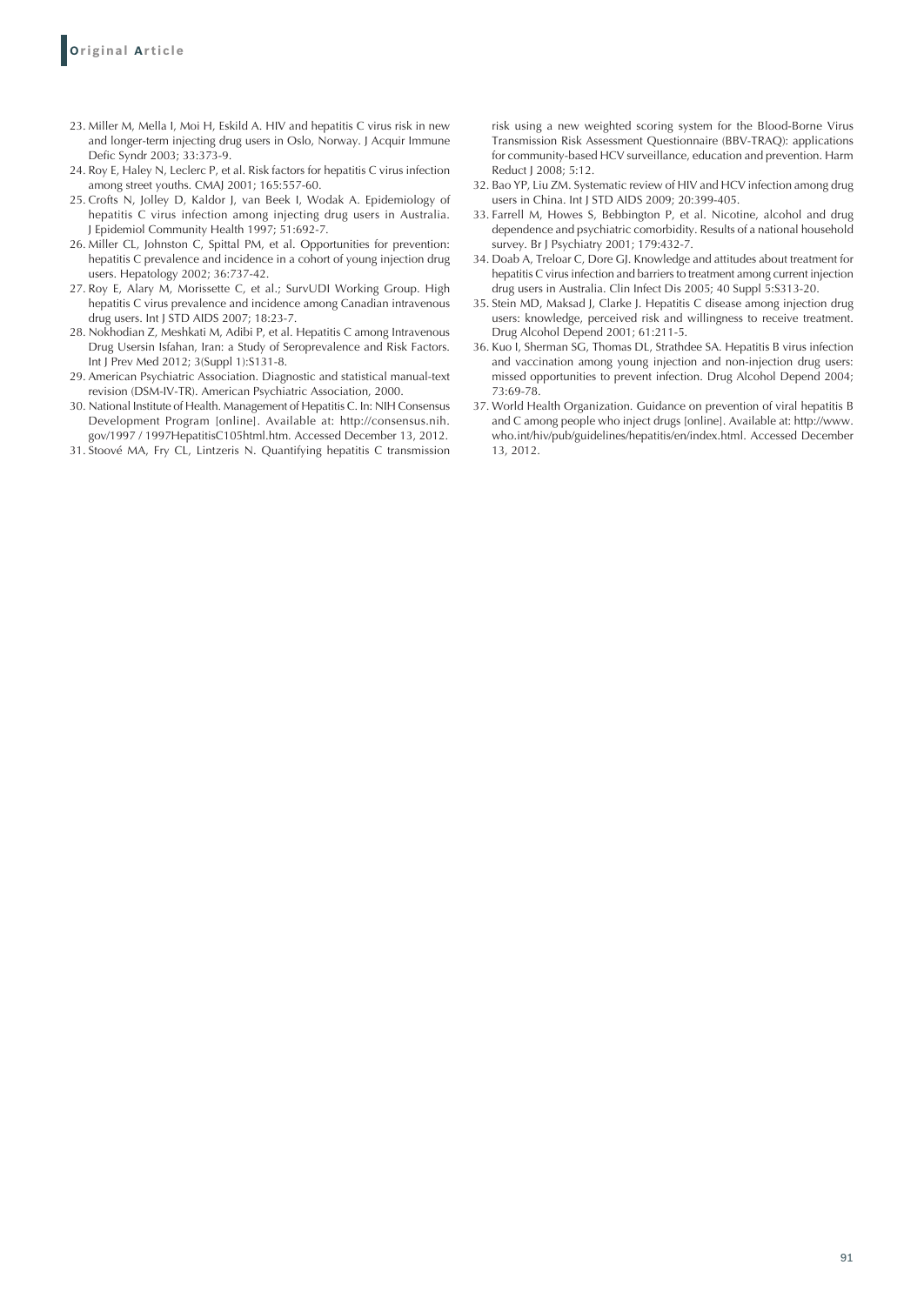23. Miller M, Mella I, Moi H, Eskild A. HIV and hepatitis C virus risk in new and longer-term injecting drug users in Oslo, Norway. J Acquir Immune Defic Syndr 2003; 33:373-9.
24. Roy E, Haley N, Leclerc P, et al. Risk factors for hepatitis C virus infection among street youths. CMAJ 2001; 165:557-60.
25. Crofts N, Jolley D, Kaldor J, van Beek I, Wodak A. Epidemiology of hepatitis C virus infection among injecting drug users in Australia. J Epidemiol Community Health 1997; 51:692-7.
26. Miller CL, Johnston C, Spittal PM, et al. Opportunities for prevention: hepatitis C prevalence and incidence in a cohort of young injection drug users. Hepatology 2002; 36:737-42.
27. Roy E, Alary M, Morissette C, et al.; SurvUDI Working Group. High hepatitis C virus prevalence and incidence among Canadian intravenous drug users. Int J STD AIDS 2007; 18:23-7.
28. Nokhodian Z, Meshkati M, Adibi P, et al. Hepatitis C among Intravenous Drug Usersin Isfahan, Iran: a Study of Seroprevalence and Risk Factors. Int J Prev Med 2012; 3(Suppl 1):S131-8.
29. American Psychiatric Association. Diagnostic and statistical manual-text revision (DSM-IV-TR). American Psychiatric Association, 2000.
30. National Institute of Health. Management of Hepatitis C. In: NIH Consensus Development Program [online]. Available at: http://consensus.nih.gov/1997 / 1997HepatitisC105html.htm. Accessed December 13, 2012.
31. Stoové MA, Fry CL, Lintzeris N. Quantifying hepatitis C transmission risk using a new weighted scoring system for the Blood-Borne Virus Transmission Risk Assessment Questionnaire (BBV-TRAQ): applications for community-based HCV surveillance, education and prevention. Harm Reduct J 2008; 5:12.
32. Bao YP, Liu ZM. Systematic review of HIV and HCV infection among drug users in China. Int J STD AIDS 2009; 20:399-405.
33. Farrell M, Howes S, Bebbington P, et al. Nicotine, alcohol and drug dependence and psychiatric comorbidity. Results of a national household survey. Br J Psychiatry 2001; 179:432-7.
34. Doab A, Treloar C, Dore GJ. Knowledge and attitudes about treatment for hepatitis C virus infection and barriers to treatment among current injection drug users in Australia. Clin Infect Dis 2005; 40 Suppl 5:S313-20.
35. Stein MD, Maksad J, Clarke J. Hepatitis C disease among injection drug users: knowledge, perceived risk and willingness to receive treatment. Drug Alcohol Depend 2001; 61:211-5.
36. Kuo I, Sherman SG, Thomas DL, Strathdee SA. Hepatitis B virus infection and vaccination among young injection and non-injection drug users: missed opportunities to prevent infection. Drug Alcohol Depend 2004; 73:69-78.
37. World Health Organization. Guidance on prevention of viral hepatitis B and C among people who inject drugs [online]. Available at: http://www.who.int/hiv/pub/guidelines/hepatitis/en/index.html. Accessed December 13, 2012.